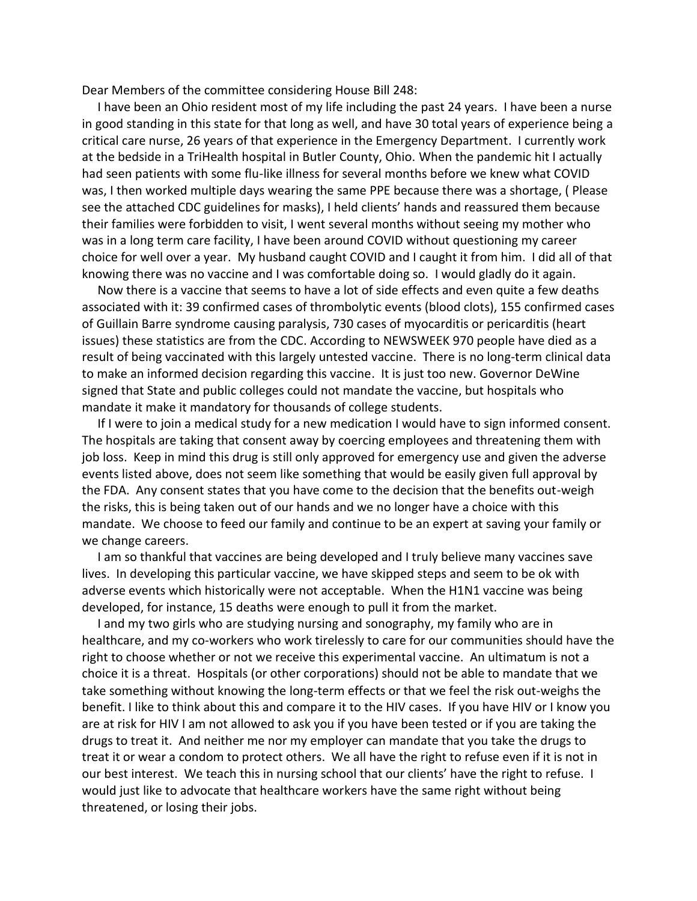Dear Members of the committee considering House Bill 248:

I have been an Ohio resident most of my life including the past 24 years. I have been a nurse in good standing in this state for that long as well, and have 30 total years of experience being a critical care nurse, 26 years of that experience in the Emergency Department. I currently work at the bedside in a TriHealth hospital in Butler County, Ohio. When the pandemic hit I actually had seen patients with some flu-like illness for several months before we knew what COVID was, I then worked multiple days wearing the same PPE because there was a shortage, ( Please see the attached CDC guidelines for masks), I held clients' hands and reassured them because their families were forbidden to visit, I went several months without seeing my mother who was in a long term care facility, I have been around COVID without questioning my career choice for well over a year. My husband caught COVID and I caught it from him. I did all of that knowing there was no vaccine and I was comfortable doing so. I would gladly do it again.

Now there is a vaccine that seems to have a lot of side effects and even quite a few deaths associated with it: 39 confirmed cases of thrombolytic events (blood clots), 155 confirmed cases of Guillain Barre syndrome causing paralysis, 730 cases of myocarditis or pericarditis (heart issues) these statistics are from the CDC. According to NEWSWEEK 970 people have died as a result of being vaccinated with this largely untested vaccine. There is no long-term clinical data to make an informed decision regarding this vaccine. It is just too new. Governor DeWine signed that State and public colleges could not mandate the vaccine, but hospitals who mandate it make it mandatory for thousands of college students.

If I were to join a medical study for a new medication I would have to sign informed consent. The hospitals are taking that consent away by coercing employees and threatening them with job loss. Keep in mind this drug is still only approved for emergency use and given the adverse events listed above, does not seem like something that would be easily given full approval by the FDA. Any consent states that you have come to the decision that the benefits out-weigh the risks, this is being taken out of our hands and we no longer have a choice with this mandate. We choose to feed our family and continue to be an expert at saving your family or we change careers.

I am so thankful that vaccines are being developed and I truly believe many vaccines save lives. In developing this particular vaccine, we have skipped steps and seem to be ok with adverse events which historically were not acceptable. When the H1N1 vaccine was being developed, for instance, 15 deaths were enough to pull it from the market.

I and my two girls who are studying nursing and sonography, my family who are in healthcare, and my co-workers who work tirelessly to care for our communities should have the right to choose whether or not we receive this experimental vaccine. An ultimatum is not a choice it is a threat. Hospitals (or other corporations) should not be able to mandate that we take something without knowing the long-term effects or that we feel the risk out-weighs the benefit. I like to think about this and compare it to the HIV cases. If you have HIV or I know you are at risk for HIV I am not allowed to ask you if you have been tested or if you are taking the drugs to treat it. And neither me nor my employer can mandate that you take the drugs to treat it or wear a condom to protect others. We all have the right to refuse even if it is not in our best interest. We teach this in nursing school that our clients' have the right to refuse. I would just like to advocate that healthcare workers have the same right without being threatened, or losing their jobs.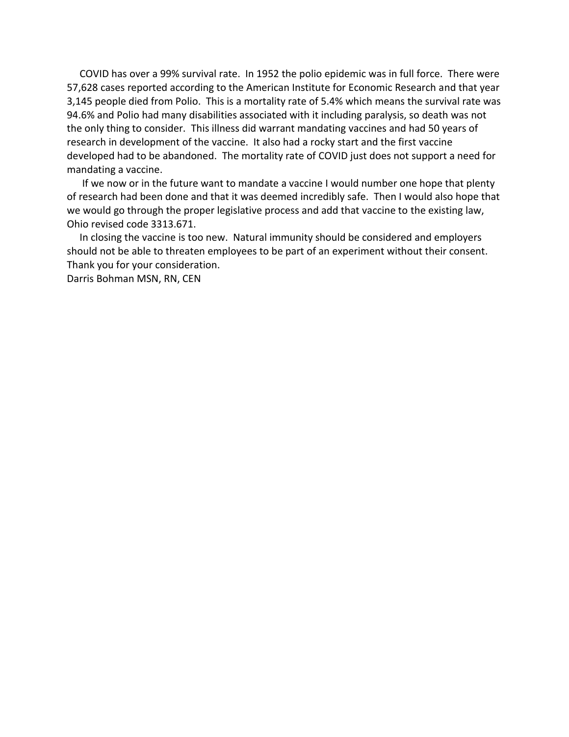COVID has over a 99% survival rate. In 1952 the polio epidemic was in full force. There were 57,628 cases reported according to the American Institute for Economic Research and that year 3,145 people died from Polio. This is a mortality rate of 5.4% which means the survival rate was 94.6% and Polio had many disabilities associated with it including paralysis, so death was not the only thing to consider. This illness did warrant mandating vaccines and had 50 years of research in development of the vaccine. It also had a rocky start and the first vaccine developed had to be abandoned. The mortality rate of COVID just does not support a need for mandating a vaccine.

If we now or in the future want to mandate a vaccine I would number one hope that plenty of research had been done and that it was deemed incredibly safe. Then I would also hope that we would go through the proper legislative process and add that vaccine to the existing law, Ohio revised code 3313.671.

In closing the vaccine is too new. Natural immunity should be considered and employers should not be able to threaten employees to be part of an experiment without their consent. Thank you for your consideration.

Darris Bohman MSN, RN, CEN